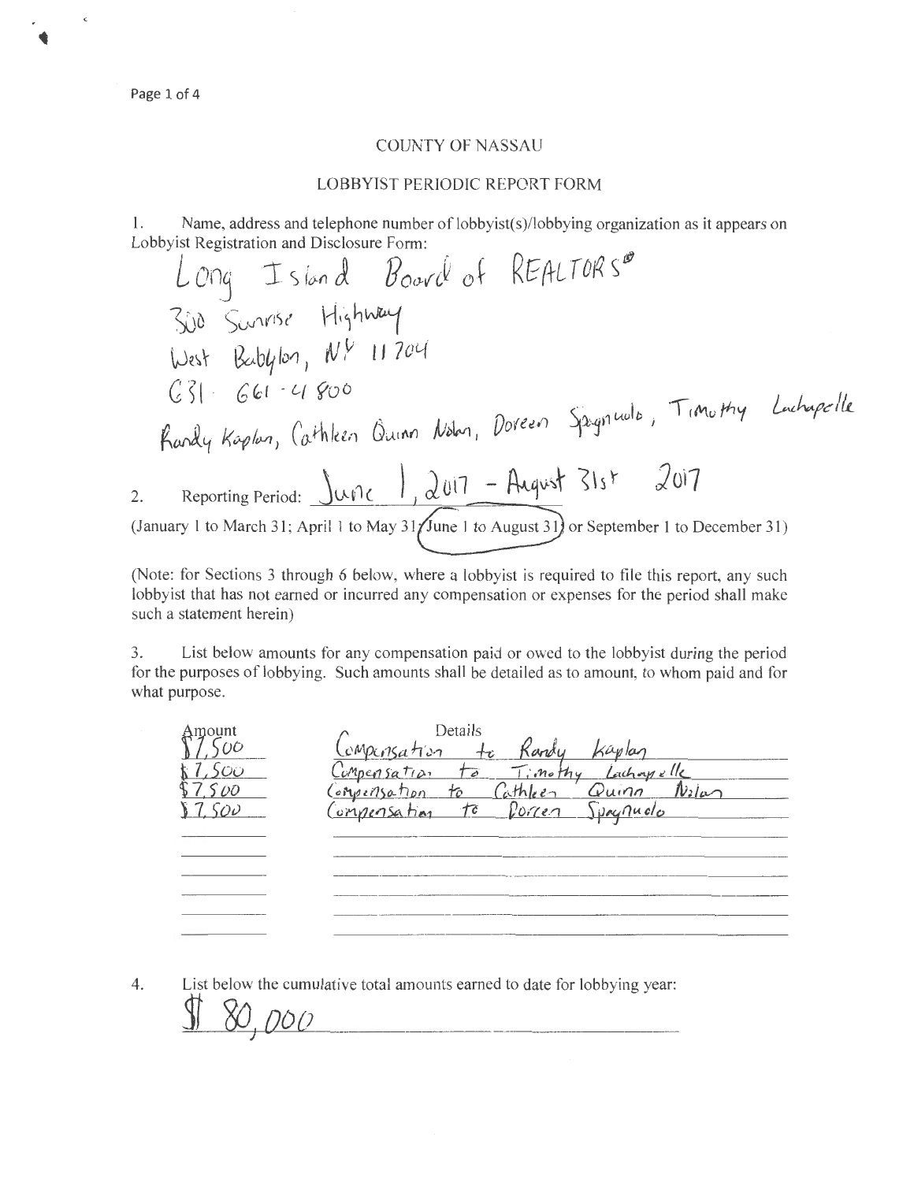# COUNTY OF NASSAU

## LOBBYIST PERIODIC REPORT FORM

1. Name, address and telephone number of lobbyist(s)/lobbying organization as it appears on Lobbyist Registration and Disclosure Form:

Long Island Board of REALTORS®
300 Sunrise Highway
West Babylon, NY 11704
631-661-4800
Randy Kaplan, Cathleen Quinn Nolan, Doreen Spagnuolo, Timothy Lachapelle

2. Reporting Period: June 1, 2017 - August 31st 2017

(January 1 to March 31; April 1 to May 31; **June 1 to August 31** or September 1 to December 31)

(Note: for Sections 3 through 6 below, where a lobbyist is required to file this report, any such lobbyist that has not earned or incurred any compensation or expenses for the period shall make such a statement herein)

3. List below amounts for any compensation paid or owed to the lobbyist during the period for the purposes of lobbying. Such amounts shall be detailed as to amount, to whom paid and for what purpose.

| Amount | Details |
| --- | --- |
| $7,500 | Compensation to Randy Kaplan |
| $7,500 | Compensation to Timothy Lachapelle |
| $7,500 | Compensation to Cathleen Quinn Nolan |
| $7,500 | Compensation to Doreen Spagnuolo |

4. List below the cumulative total amounts earned to date for lobbying year:

$ 80,000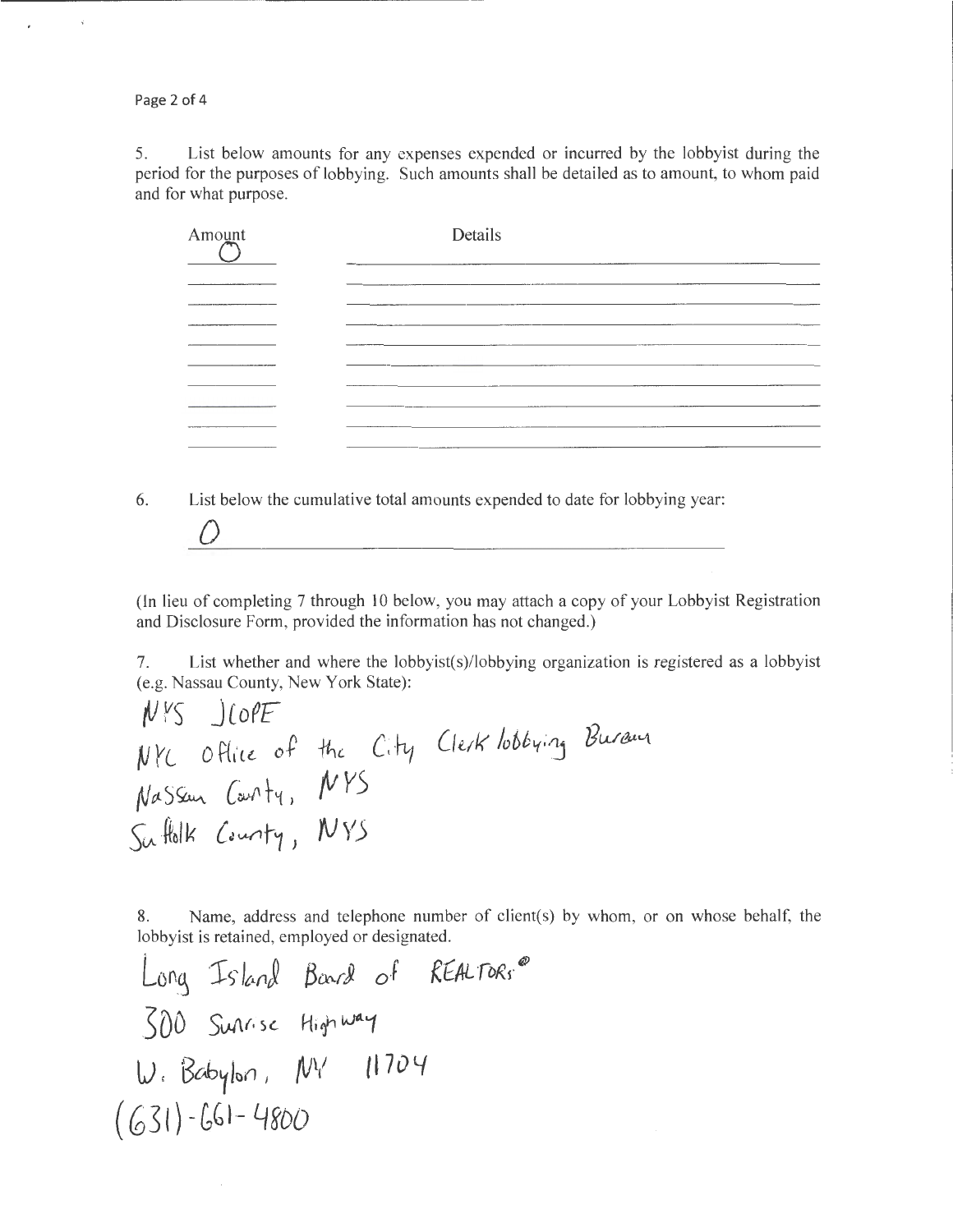5. List below amounts for any expenses expended or incurred by the lobbyist during the period for the purposes of lobbying. Such amounts shall be detailed as to amount, to whom paid and for what purpose.

| Amount | Details |
| --- | --- |
| 0 | |
| | |
| | |
| | |
| | |
| | |
| | |
| | |
| | |
| | |

6. List below the cumulative total amounts expended to date for lobbying year:

0

(In lieu of completing 7 through 10 below, you may attach a copy of your Lobbyist Registration and Disclosure Form, provided the information has not changed.)

7. List whether and where the lobbyist(s)/lobbying organization is registered as a lobbyist (e.g. Nassau County, New York State):

NYS JCOPE
NYC Office of the City Clerk lobbying Bureau
Nassau County, NYS
Suffolk County, NYS

8. Name, address and telephone number of client(s) by whom, or on whose behalf, the lobbyist is retained, employed or designated.

Long Island Board of REALTORS®
300 Sunrise Highway
W. Babylon, NY 11704
(631)-661-4800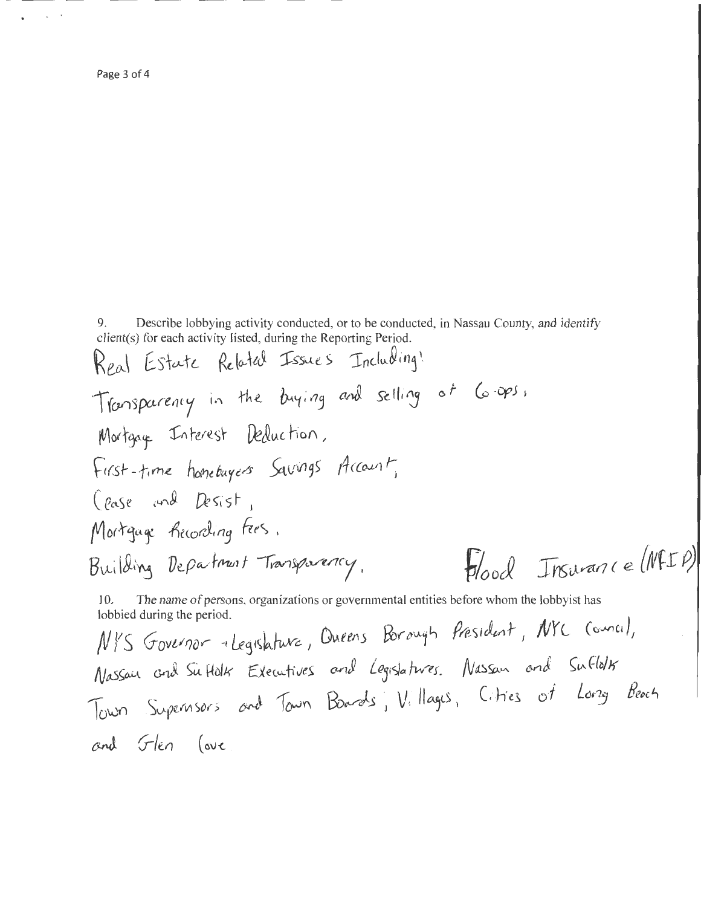9. Describe lobbying activity conducted, or to be conducted, in Nassau County, and *identify* client(s) for each activity listed, during the Reporting Period.

Real Estate Related Issues Including:

Transparency in the buying and selling of Co-ops,

Mortgage Interest Deduction,

First-time homebuyers Savings Account,

Cease and Desist,

Mortgage Recording Fees,

Building Department Transparency, Flood Insurance (NFIP)

10. The name of persons, organizations or governmental entities before whom the lobbyist has lobbied during the period.

NYS Governor + Legislature, Queens Borough President, NYC Council, Nassau and Suffolk Executives and Legislatures. Nassau and Suffolk Town Supervisors and Town Boards; Villages, Cities of Long Beach and Glen Cove.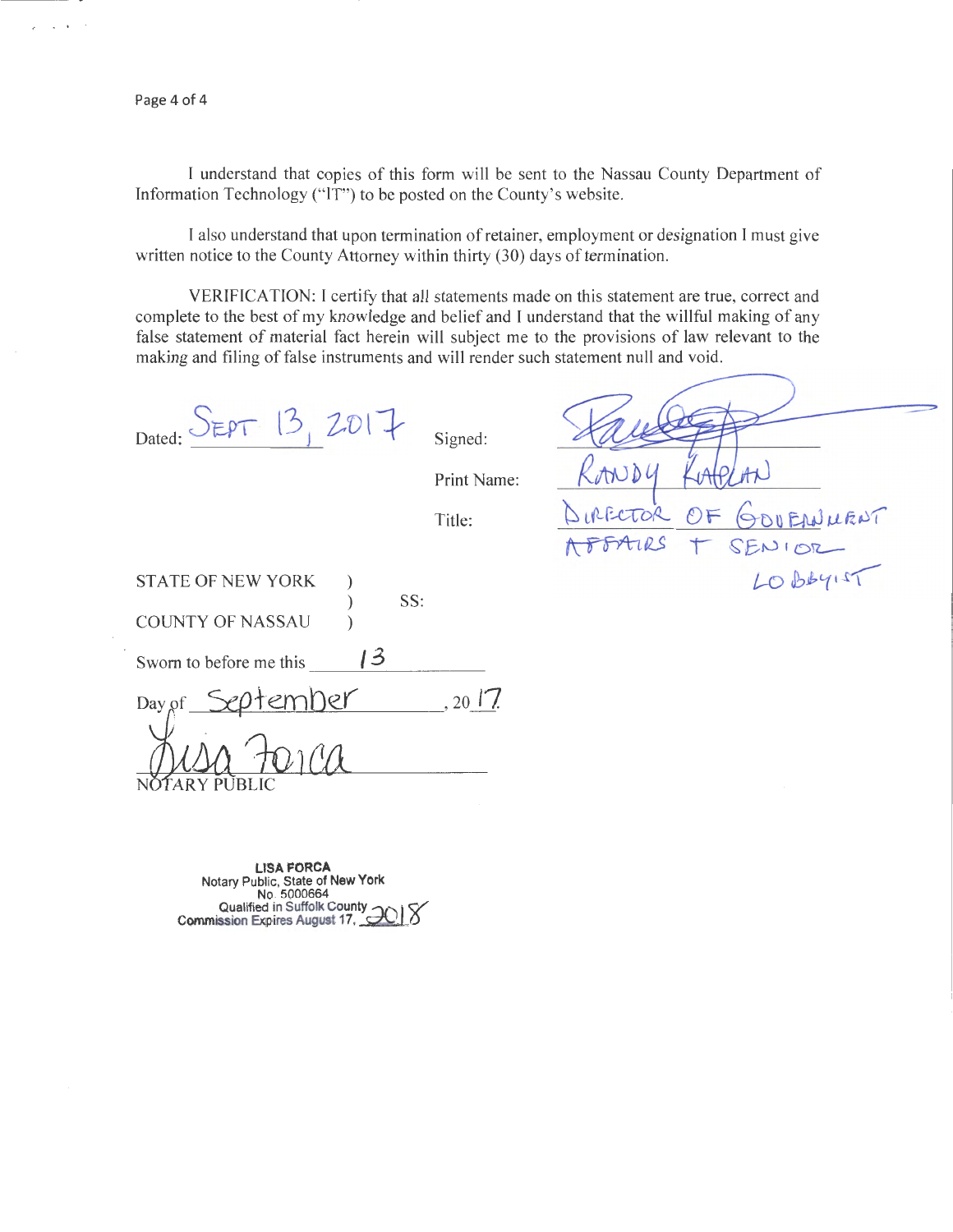I understand that copies of this form will be sent to the Nassau County Department of Information Technology ("IT") to be posted on the County's website.

I also understand that upon termination of retainer, employment or designation I must give written notice to the County Attorney within thirty (30) days of termination.

VERIFICATION: I certify that all statements made on this statement are true, correct and complete to the best of my knowledge and belief and I understand that the willful making of any false statement of material fact herein will subject me to the provisions of law relevant to the making and filing of false instruments and will render such statement null and void.

Dated: SEPT 13, 2017

Signed: [signature]

Print Name: RANDY KAPLAN

Title: DIRECTOR OF GOVERNMENT AFFAIRS + SENIOR LOBBYIST

STATE OF NEW YORK )
) SS:
COUNTY OF NASSAU )

Sworn to before me this 13

Day of September, 20 17

[signature]
NOTARY PUBLIC

LISA FORCA
Notary Public, State of New York
No. 5000664
Qualified in Suffolk County
Commission Expires August 17, 2018